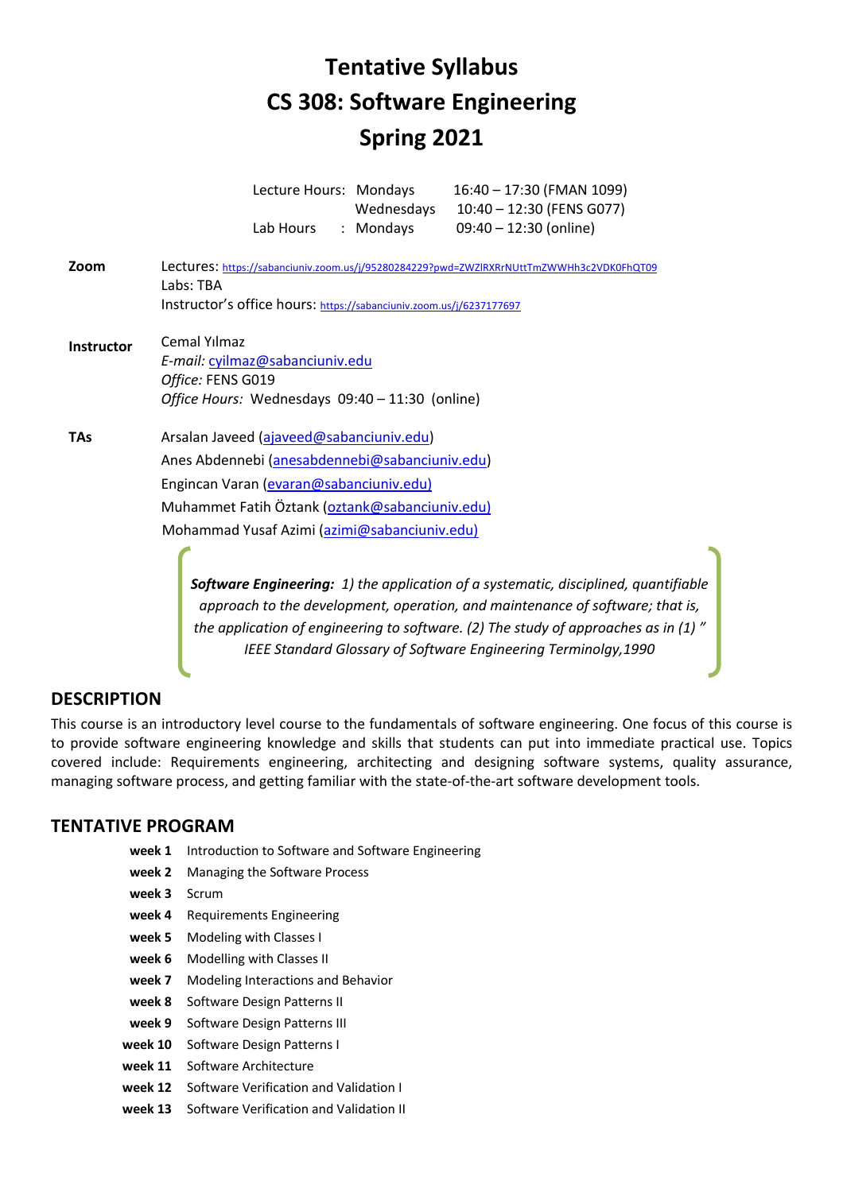# Tentative Syllabus
# CS 308: Software Engineering
# Spring 2021

| | | |
|---|---|---|
| Lecture Hours: | Mondays | 16:40 – 17:30 (FMAN 1099) |
| | Wednesdays | 10:40 – 12:30 (FENS G077) |
| Lab Hours : | Mondays | 09:40 – 12:30 (online) |

**Zoom**
Lectures: https://sabanciuniv.zoom.us/j/95280284229?pwd=ZWZlRXRrNUttTmZWWHh3c2VDK0FhQT09
Labs: TBA
Instructor's office hours: https://sabanciuniv.zoom.us/j/6237177697

**Instructor**
Cemal Yılmaz
*E-mail:* cyilmaz@sabanciuniv.edu
*Office:* FENS G019
*Office Hours:* Wednesdays 09:40 – 11:30 (online)

**TAs**
Arsalan Javeed (ajaveed@sabanciuniv.edu)
Anes Abdennebi (anesabdennebi@sabanciuniv.edu)
Engincan Varan (evaran@sabanciuniv.edu)
Muhammet Fatih Öztank (oztank@sabanciuniv.edu)
Mohammad Yusaf Azimi (azimi@sabanciuniv.edu)

> ***Software Engineering:*** *1) the application of a systematic, disciplined, quantifiable approach to the development, operation, and maintenance of software; that is, the application of engineering to software. (2) The study of approaches as in (1) "*
> *IEEE Standard Glossary of Software Engineering Terminolgy,1990*

## DESCRIPTION

This course is an introductory level course to the fundamentals of software engineering. One focus of this course is to provide software engineering knowledge and skills that students can put into immediate practical use. Topics covered include: Requirements engineering, architecting and designing software systems, quality assurance, managing software process, and getting familiar with the state-of-the-art software development tools.

## TENTATIVE PROGRAM

| | |
|---|---|
| **week 1** | Introduction to Software and Software Engineering |
| **week 2** | Managing the Software Process |
| **week 3** | Scrum |
| **week 4** | Requirements Engineering |
| **week 5** | Modeling with Classes I |
| **week 6** | Modelling with Classes II |
| **week 7** | Modeling Interactions and Behavior |
| **week 8** | Software Design Patterns II |
| **week 9** | Software Design Patterns III |
| **week 10** | Software Design Patterns I |
| **week 11** | Software Architecture |
| **week 12** | Software Verification and Validation I |
| **week 13** | Software Verification and Validation II |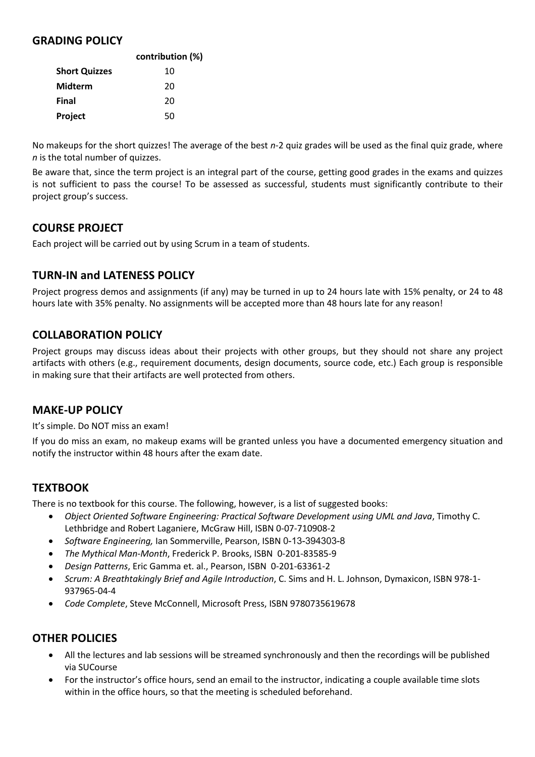## GRADING POLICY

| | contribution (%) |
|---|---|
| **Short Quizzes** | 10 |
| **Midterm** | 20 |
| **Final** | 20 |
| **Project** | 50 |

No makeups for the short quizzes! The average of the best *n*-2 quiz grades will be used as the final quiz grade, where *n* is the total number of quizzes.

Be aware that, since the term project is an integral part of the course, getting good grades in the exams and quizzes is not sufficient to pass the course! To be assessed as successful, students must significantly contribute to their project group's success.

## COURSE PROJECT

Each project will be carried out by using Scrum in a team of students.

## TURN-IN and LATENESS POLICY

Project progress demos and assignments (if any) may be turned in up to 24 hours late with 15% penalty, or 24 to 48 hours late with 35% penalty. No assignments will be accepted more than 48 hours late for any reason!

## COLLABORATION POLICY

Project groups may discuss ideas about their projects with other groups, but they should not share any project artifacts with others (e.g., requirement documents, design documents, source code, etc.) Each group is responsible in making sure that their artifacts are well protected from others.

## MAKE-UP POLICY

It's simple. Do NOT miss an exam!

If you do miss an exam, no makeup exams will be granted unless you have a documented emergency situation and notify the instructor within 48 hours after the exam date.

## TEXTBOOK

There is no textbook for this course. The following, however, is a list of suggested books:

- *Object Oriented Software Engineering: Practical Software Development using UML and Java*, Timothy C. Lethbridge and Robert Laganiere, McGraw Hill, ISBN 0-07-710908-2
- *Software Engineering,* Ian Sommerville, Pearson, ISBN 0-13-394303-8
- *The Mythical Man-Month*, Frederick P. Brooks, ISBN 0-201-83585-9
- *Design Patterns*, Eric Gamma et. al., Pearson, ISBN 0-201-63361-2
- *Scrum: A Breathtakingly Brief and Agile Introduction*, C. Sims and H. L. Johnson, Dymaxicon, ISBN 978-1-937965-04-4
- *Code Complete*, Steve McConnell, Microsoft Press, ISBN 9780735619678

## OTHER POLICIES

- All the lectures and lab sessions will be streamed synchronously and then the recordings will be published via SUCourse
- For the instructor's office hours, send an email to the instructor, indicating a couple available time slots within in the office hours, so that the meeting is scheduled beforehand.